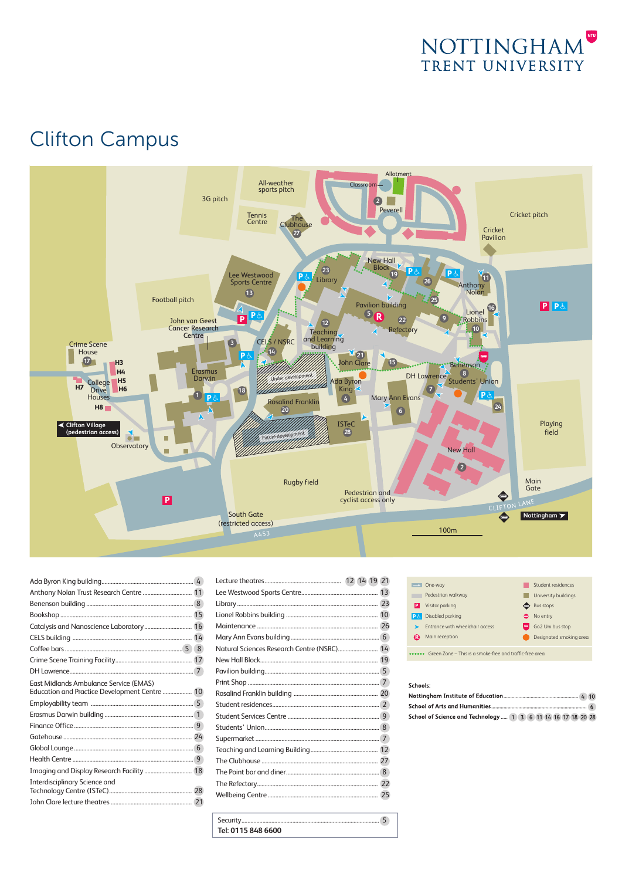# NOTTINGHAM TRENT UNIVERSITY

## Clifton Campus

3G pitch
All-weather sports pitch
Allotment
Classroom
2 Peverell
Tennis Centre
The Clubhouse 27
Cricket pitch
Cricket Pavilion
Lee Westwood Sports Centre 13
23 Library
New Hall Block 19
26
11 Anthony Nolan
Football pitch
25
Pavilion building
5 R
22
Refectory
9
16 Lionel Robbins
10
John van Geest Cancer Research Centre
12 Teaching and Learning building
CELS / NSRC 14
Crime Scene House 17
3
21 John Clare
15
Benenson
H3 H4 H5 H6 H7 College Drive Houses H8
Erasmus Darwin
Under development
DH Lawrence
8 Students' Union
Ada Byron King 4
7
1
18
Mary Ann Evans 6
24
Rosalind Franklin 20
Playing field
Clifton Village (pedestrian access)
Future development
ISTeC 28
Observatory
New Hall
2
Rugby field
Pedestrian and cyclist access only
Main Gate
South Gate (restricted access)
CLIFTON LANE
Nottingham
A453
100m

| | |
|---|---|
| Ada Byron King building | 4 |
| Anthony Nolan Trust Research Centre | 11 |
| Benenson building | 8 |
| Bookshop | 15 |
| Catalysis and Nanoscience Laboratory | 16 |
| CELS building | 14 |
| Coffee bars | 5 8 |
| Crime Scene Training Facility | 17 |
| DH Lawrence | 7 |
| East Midlands Ambulance Service (EMAS) Education and Practice Development Centre | 10 |
| Employability team | 5 |
| Erasmus Darwin building | 1 |
| Finance Office | 9 |
| Gatehouse | 24 |
| Global Lounge | 6 |
| Health Centre | 9 |
| Imaging and Display Research Facility | 18 |
| Interdisciplinary Science and Technology Centre (ISTeC) | 28 |
| John Clare lecture theatres | 21 |
| Lecture theatres | 12 14 19 21 |
| Lee Westwood Sports Centre | 13 |
| Library | 23 |
| Lionel Robbins building | 10 |
| Maintenance | 26 |
| Mary Ann Evans building | 6 |
| Natural Sciences Research Centre (NSRC) | 14 |
| New Hall Block | 19 |
| Pavilion building | 5 |
| Print Shop | 7 |
| Rosalind Franklin building | 20 |
| Student residences | 2 |
| Student Services Centre | 9 |
| Students' Union | 8 |
| Supermarket | 7 |
| Teaching and Learning Building | 12 |
| The Clubhouse | 27 |
| The Point bar and diner | 8 |
| The Refectory | 22 |
| Wellbeing Centre | 25 |

Security 5
**Tel: 0115 848 6600**

- One-way
- Pedestrian walkway
- P Visitor parking
- P♿ Disabled parking
- Entrance with wheelchair access
- R Main reception
- Student residences
- University buildings
- Bus stops
- No entry
- Go2 Uni bus stop
- Designated smoking area
- Green Zone – This is a smoke-free and traffic-free area

**Schools:**

| | |
|---|---|
| **Nottingham Institute of Education** | 4 10 |
| **School of Arts and Humanities** | 6 |
| **School of Science and Technology** | 1 3 6 11 14 16 17 18 20 28 |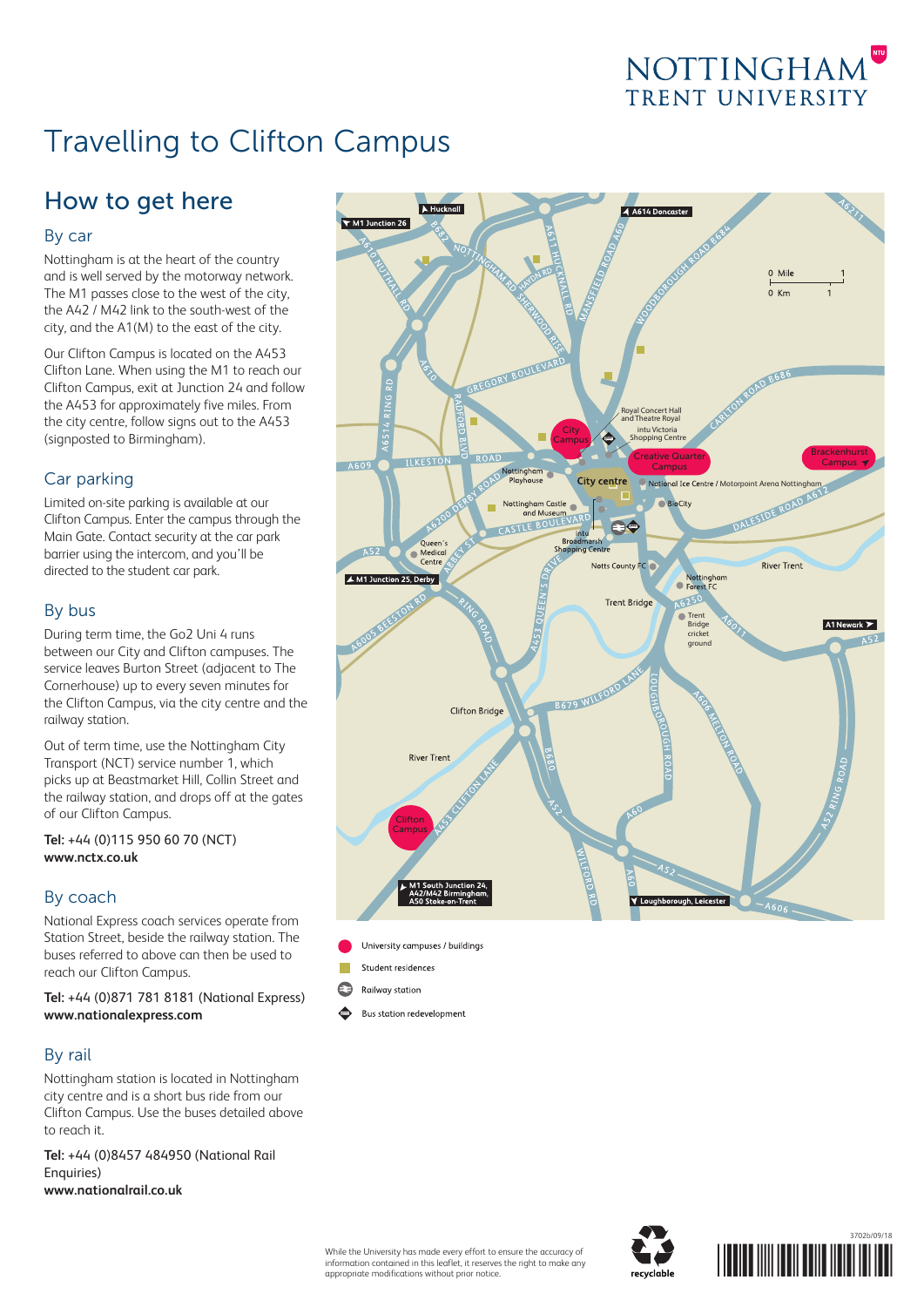NOTTINGHAM TRENT UNIVERSITY

# Travelling to Clifton Campus

## How to get here

### By car

Nottingham is at the heart of the country and is well served by the motorway network. The M1 passes close to the west of the city, the A42 / M42 link to the south-west of the city, and the A1(M) to the east of the city.

Our Clifton Campus is located on the A453 Clifton Lane. When using the M1 to reach our Clifton Campus, exit at Junction 24 and follow the A453 for approximately five miles. From the city centre, follow signs out to the A453 (signposted to Birmingham).

### Car parking

Limited on-site parking is available at our Clifton Campus. Enter the campus through the Main Gate. Contact security at the car park barrier using the intercom, and you'll be directed to the student car park.

### By bus

During term time, the Go2 Uni 4 runs between our City and Clifton campuses. The service leaves Burton Street (adjacent to The Cornerhouse) up to every seven minutes for the Clifton Campus, via the city centre and the railway station.

Out of term time, use the Nottingham City Transport (NCT) service number 1, which picks up at Beastmarket Hill, Collin Street and the railway station, and drops off at the gates of our Clifton Campus.

**Tel:** +44 (0)115 950 60 70 (NCT)
**www.nctx.co.uk**

### By coach

National Express coach services operate from Station Street, beside the railway station. The buses referred to above can then be used to reach our Clifton Campus.

**Tel:** +44 (0)871 781 8181 (National Express)
**www.nationalexpress.com**

### By rail

Nottingham station is located in Nottingham city centre and is a short bus ride from our Clifton Campus. Use the buses detailed above to reach it.

**Tel:** +44 (0)8457 484950 (National Rail Enquiries)
**www.nationalrail.co.uk**

University campuses / buildings
Student residences
Railway station
Bus station redevelopment

While the University has made every effort to ensure the accuracy of information contained in this leaflet, it reserves the right to make any appropriate modifications without prior notice.

recyclable

3702b/09/18